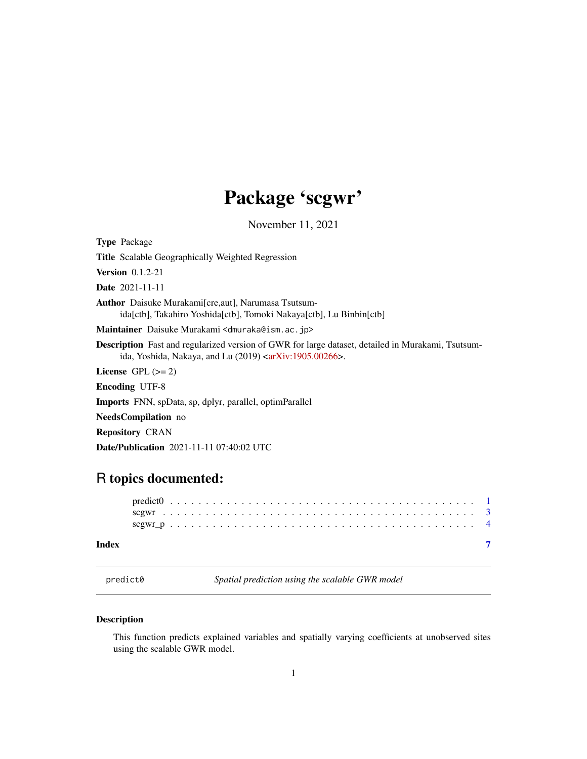# Package 'scgwr'

November 11, 2021

**Type** Package

**Title** Scalable Geographically Weighted Regression

**Version** 0.1.2-21

**Date** 2021-11-11

**Author** Daisuke Murakami[cre,aut], Narumasa Tsutsumida[ctb], Takahiro Yoshida[ctb], Tomoki Nakaya[ctb], Lu Binbin[ctb]

**Maintainer** Daisuke Murakami <dmuraka@ism.ac.jp>

**Description** Fast and regularized version of GWR for large dataset, detailed in Murakami, Tsutsumida, Yoshida, Nakaya, and Lu (2019) <arXiv:1905.00266>.

**License** GPL (>= 2)

**Encoding** UTF-8

**Imports** FNN, spData, sp, dplyr, parallel, optimParallel

**NeedsCompilation** no

**Repository** CRAN

**Date/Publication** 2021-11-11 07:40:02 UTC

## R topics documented:

- predict0 . . . . . . . . . . . . . . . . . . . . . . . . . . . . . . . . . . . . . . . . . . 1
- scgwr . . . . . . . . . . . . . . . . . . . . . . . . . . . . . . . . . . . . . . . . . . . 3
- scgwr_p . . . . . . . . . . . . . . . . . . . . . . . . . . . . . . . . . . . . . . . . . . 4

**Index** 7

---

`predict0` &nbsp;&nbsp;&nbsp; *Spatial prediction using the scalable GWR model*

---

### Description

This function predicts explained variables and spatially varying coefficients at unobserved sites using the scalable GWR model.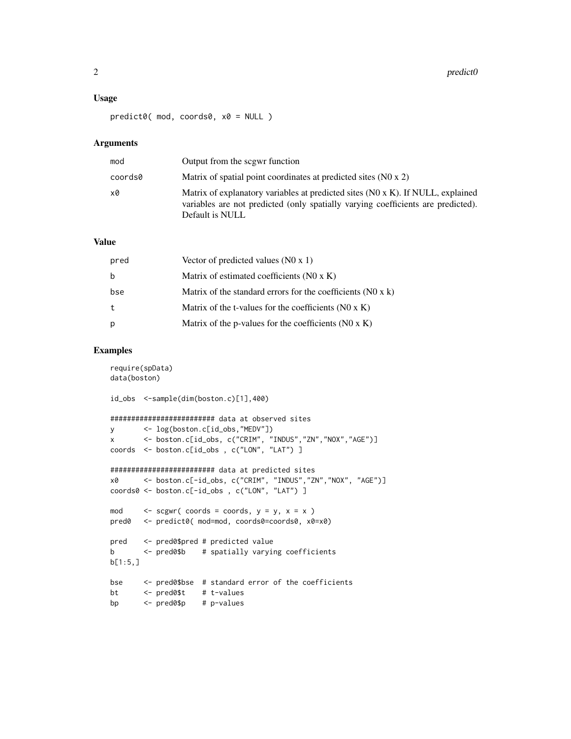## Usage

```
predict0( mod, coords0, x0 = NULL )
```

## Arguments

| | |
|---|---|
| mod | Output from the scgwr function |
| coords0 | Matrix of spatial point coordinates at predicted sites (N0 x 2) |
| x0 | Matrix of explanatory variables at predicted sites (N0 x K). If NULL, explained variables are not predicted (only spatially varying coefficients are predicted). Default is NULL |

## Value

| | |
|---|---|
| pred | Vector of predicted values (N0 x 1) |
| b | Matrix of estimated coefficients (N0 x K) |
| bse | Matrix of the standard errors for the coefficients (N0 x k) |
| t | Matrix of the t-values for the coefficients (N0 x K) |
| p | Matrix of the p-values for the coefficients (N0 x K) |

## Examples

```
require(spData)
data(boston)

id_obs  <-sample(dim(boston.c)[1],400)

######################## data at observed sites
y       <- log(boston.c[id_obs,"MEDV"])
x       <- boston.c[id_obs, c("CRIM", "INDUS","ZN","NOX","AGE")]
coords  <- boston.c[id_obs , c("LON", "LAT") ]

######################## data at predicted sites
x0      <- boston.c[-id_obs, c("CRIM", "INDUS","ZN","NOX", "AGE")]
coords0 <- boston.c[-id_obs , c("LON", "LAT") ]

mod     <- scgwr( coords = coords, y = y, x = x )
pred0   <- predict0( mod=mod, coords0=coords0, x0=x0)

pred    <- pred0$pred # predicted value
b       <- pred0$b    # spatially varying coefficients
b[1:5,]

bse     <- pred0$bse  # standard error of the coefficients
bt      <- pred0$t    # t-values
bp      <- pred0$p    # p-values
```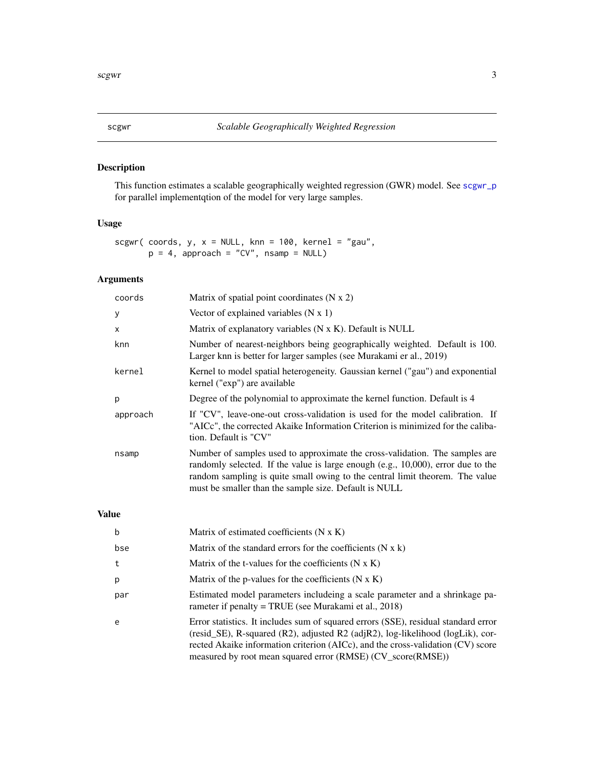## scgwr — *Scalable Geographically Weighted Regression*

### Description

This function estimates a scalable geographically weighted regression (GWR) model. See scgwr_p for parallel implementqtion of the model for very large samples.

### Usage

```
scgwr( coords, y, x = NULL, knn = 100, kernel = "gau",
       p = 4, approach = "CV", nsamp = NULL)
```

### Arguments

| | |
|---|---|
| coords | Matrix of spatial point coordinates (N x 2) |
| y | Vector of explained variables (N x 1) |
| x | Matrix of explanatory variables (N x K). Default is NULL |
| knn | Number of nearest-neighbors being geographically weighted. Default is 100. Larger knn is better for larger samples (see Murakami er al., 2019) |
| kernel | Kernel to model spatial heterogeneity. Gaussian kernel ("gau") and exponential kernel ("exp") are available |
| p | Degree of the polynomial to approximate the kernel function. Default is 4 |
| approach | If "CV", leave-one-out cross-validation is used for the model calibration. If "AICc", the corrected Akaike Information Criterion is minimized for the calibation. Default is "CV" |
| nsamp | Number of samples used to approximate the cross-validation. The samples are randomly selected. If the value is large enough (e.g., 10,000), error due to the random sampling is quite small owing to the central limit theorem. The value must be smaller than the sample size. Default is NULL |

### Value

| | |
|---|---|
| b | Matrix of estimated coefficients (N x K) |
| bse | Matrix of the standard errors for the coefficients (N x k) |
| t | Matrix of the t-values for the coefficients (N x K) |
| p | Matrix of the p-values for the coefficients (N x K) |
| par | Estimated model parameters includeing a scale parameter and a shrinkage parameter if penalty = TRUE (see Murakami et al., 2018) |
| e | Error statistics. It includes sum of squared errors (SSE), residual standard error (resid_SE), R-squared (R2), adjusted R2 (adjR2), log-likelihood (logLik), corrected Akaike information criterion (AICc), and the cross-validation (CV) score measured by root mean squared error (RMSE) (CV_score(RMSE)) |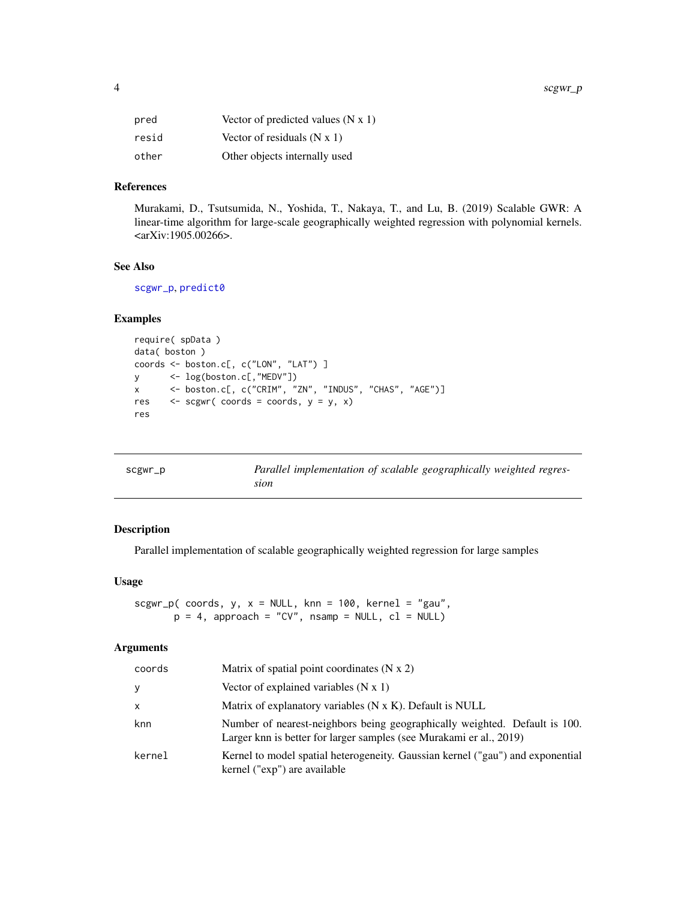| | |
|---|---|
| pred | Vector of predicted values (N x 1) |
| resid | Vector of residuals (N x 1) |
| other | Other objects internally used |

### References

Murakami, D., Tsutsumida, N., Yoshida, T., Nakaya, T., and Lu, B. (2019) Scalable GWR: A linear-time algorithm for large-scale geographically weighted regression with polynomial kernels. <arXiv:1905.00266>.

### See Also

scgwr_p, predict0

### Examples

```
require( spData )
data( boston )
coords <- boston.c[, c("LON", "LAT") ]
y      <- log(boston.c[,"MEDV"])
x      <- boston.c[, c("CRIM", "ZN", "INDUS", "CHAS", "AGE")]
res    <- scgwr( coords = coords, y = y, x)
res
```

---

## scgwr_p — *Parallel implementation of scalable geographically weighted regression*

### Description

Parallel implementation of scalable geographically weighted regression for large samples

### Usage

```
scgwr_p( coords, y, x = NULL, knn = 100, kernel = "gau",
        p = 4, approach = "CV", nsamp = NULL, cl = NULL)
```

### Arguments

| | |
|---|---|
| coords | Matrix of spatial point coordinates (N x 2) |
| y | Vector of explained variables (N x 1) |
| x | Matrix of explanatory variables (N x K). Default is NULL |
| knn | Number of nearest-neighbors being geographically weighted. Default is 100. Larger knn is better for larger samples (see Murakami er al., 2019) |
| kernel | Kernel to model spatial heterogeneity. Gaussian kernel ("gau") and exponential kernel ("exp") are available |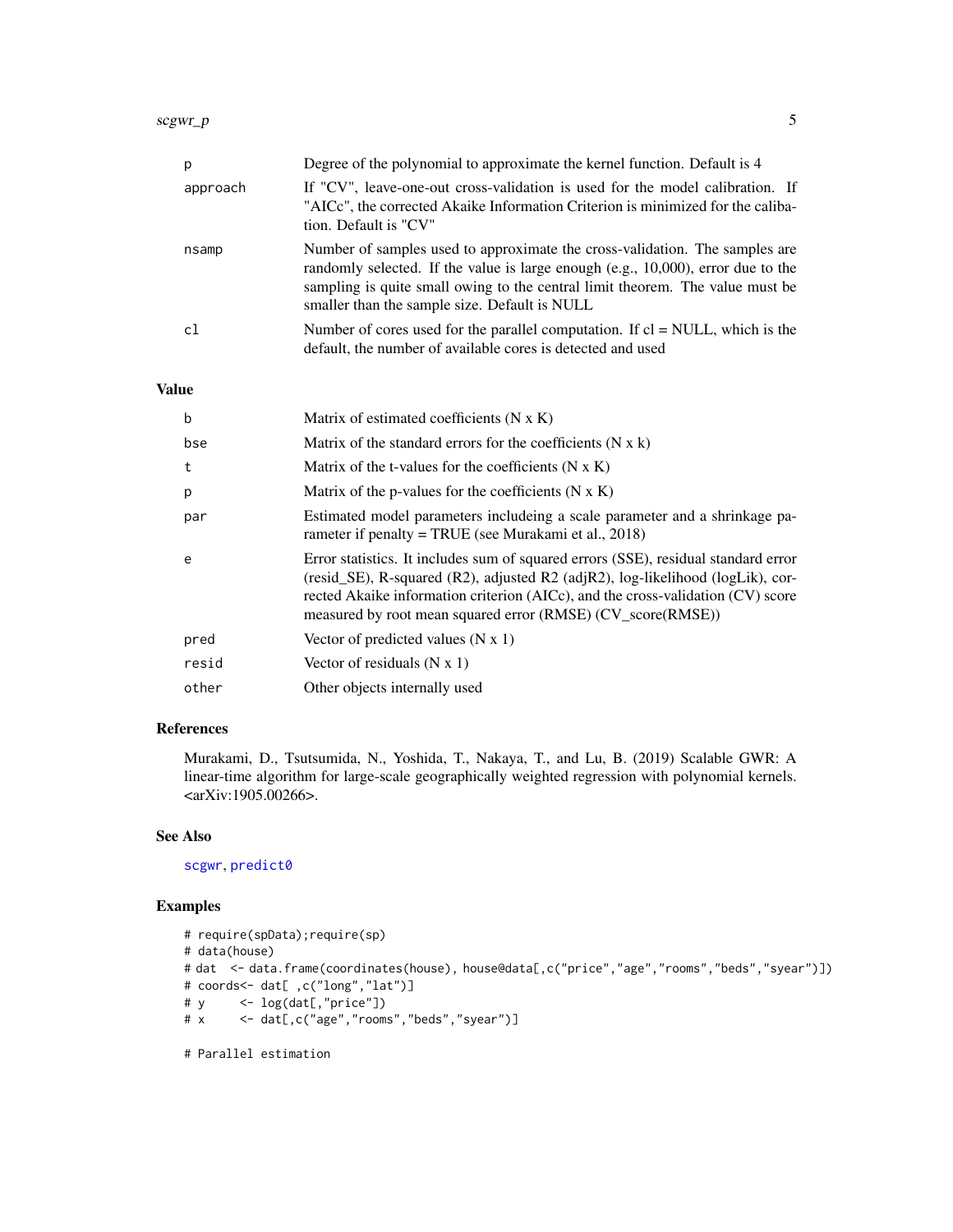| | |
|---|---|
| p | Degree of the polynomial to approximate the kernel function. Default is 4 |
| approach | If "CV", leave-one-out cross-validation is used for the model calibration. If "AICc", the corrected Akaike Information Criterion is minimized for the calibation. Default is "CV" |
| nsamp | Number of samples used to approximate the cross-validation. The samples are randomly selected. If the value is large enough (e.g., 10,000), error due to the sampling is quite small owing to the central limit theorem. The value must be smaller than the sample size. Default is NULL |
| cl | Number of cores used for the parallel computation. If cl = NULL, which is the default, the number of available cores is detected and used |

## Value

| | |
|---|---|
| b | Matrix of estimated coefficients (N x K) |
| bse | Matrix of the standard errors for the coefficients (N x k) |
| t | Matrix of the t-values for the coefficients (N x K) |
| p | Matrix of the p-values for the coefficients (N x K) |
| par | Estimated model parameters includeing a scale parameter and a shrinkage parameter if penalty = TRUE (see Murakami et al., 2018) |
| e | Error statistics. It includes sum of squared errors (SSE), residual standard error (resid_SE), R-squared (R2), adjusted R2 (adjR2), log-likelihood (logLik), corrected Akaike information criterion (AICc), and the cross-validation (CV) score measured by root mean squared error (RMSE) (CV_score(RMSE)) |
| pred | Vector of predicted values (N x 1) |
| resid | Vector of residuals (N x 1) |
| other | Other objects internally used |

## References

Murakami, D., Tsutsumida, N., Yoshida, T., Nakaya, T., and Lu, B. (2019) Scalable GWR: A linear-time algorithm for large-scale geographically weighted regression with polynomial kernels. <arXiv:1905.00266>.

## See Also

scgwr, predict0

## Examples

```
# require(spData);require(sp)
# data(house)
# dat  <- data.frame(coordinates(house), house@data[,c("price","age","rooms","beds","syear")])
# coords<- dat[ ,c("long","lat")]
# y     <- log(dat[,"price"])
# x     <- dat[,c("age","rooms","beds","syear")]

# Parallel estimation
```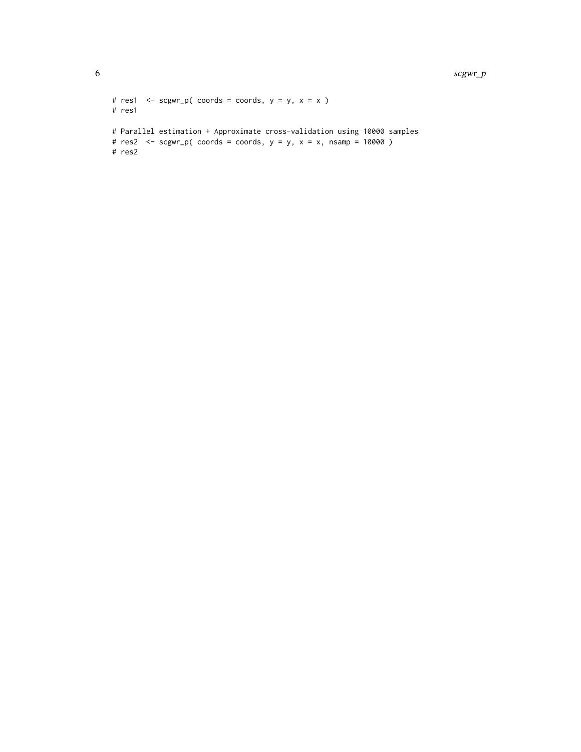```
# res1  <- scgwr_p( coords = coords, y = y, x = x )
# res1

# Parallel estimation + Approximate cross-validation using 10000 samples
# res2  <- scgwr_p( coords = coords, y = y, x = x, nsamp = 10000 )
# res2
```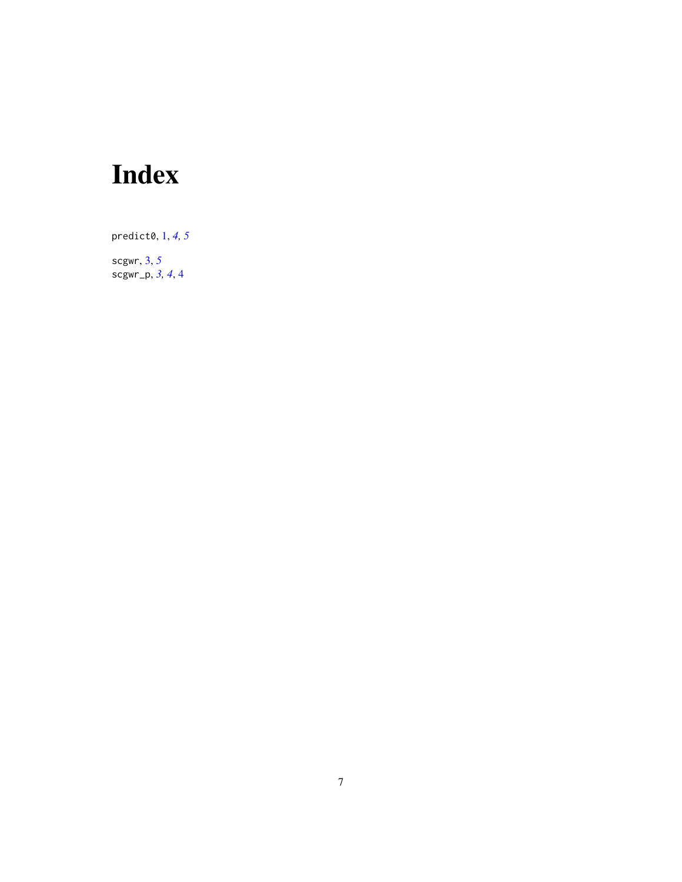# Index

predict0, 1, *4, 5*

scgwr, 3, *5*
scgwr_p, *3, 4*, 4